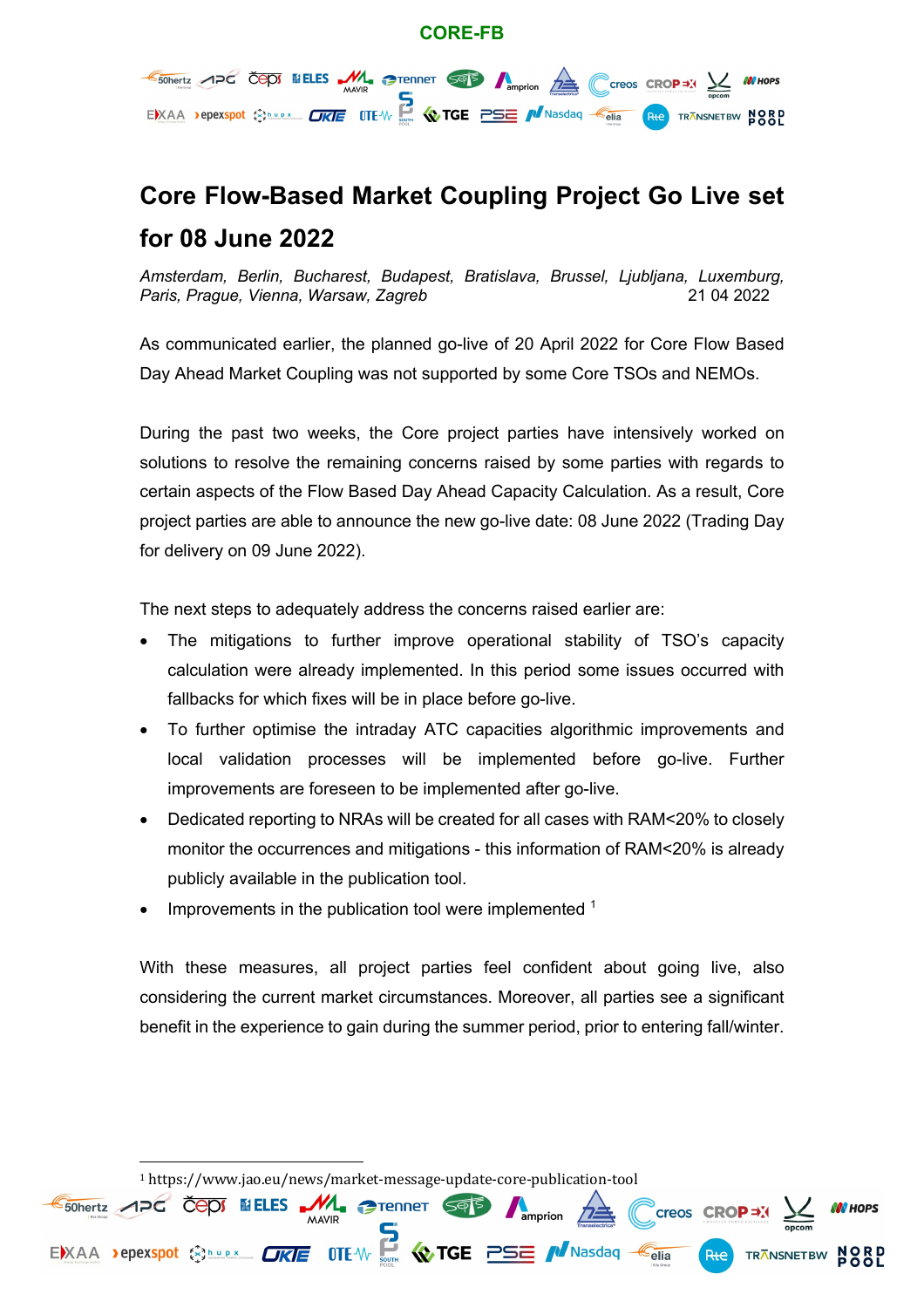CORE-FB

# Core Flow-Based Market Coupling Project Go Live set for 08 June 2022

*Amsterdam, Berlin, Bucharest, Budapest, Bratislava, Brussel, Ljubljana, Luxemburg, Paris, Prague, Vienna, Warsaw, Zagreb* 21 04 2022

As communicated earlier, the planned go-live of 20 April 2022 for Core Flow Based Day Ahead Market Coupling was not supported by some Core TSOs and NEMOs.

During the past two weeks, the Core project parties have intensively worked on solutions to resolve the remaining concerns raised by some parties with regards to certain aspects of the Flow Based Day Ahead Capacity Calculation. As a result, Core project parties are able to announce the new go-live date: 08 June 2022 (Trading Day for delivery on 09 June 2022).

The next steps to adequately address the concerns raised earlier are:

- The mitigations to further improve operational stability of TSO's capacity calculation were already implemented. In this period some issues occurred with fallbacks for which fixes will be in place before go-live.
- To further optimise the intraday ATC capacities algorithmic improvements and local validation processes will be implemented before go-live. Further improvements are foreseen to be implemented after go-live.
- Dedicated reporting to NRAs will be created for all cases with RAM<20% to closely monitor the occurrences and mitigations - this information of RAM<20% is already publicly available in the publication tool.
- Improvements in the publication tool were implemented [1]

With these measures, all project parties feel confident about going live, also considering the current market circumstances. Moreover, all parties see a significant benefit in the experience to gain during the summer period, prior to entering fall/winter.

[1] https://www.jao.eu/news/market-message-update-core-publication-tool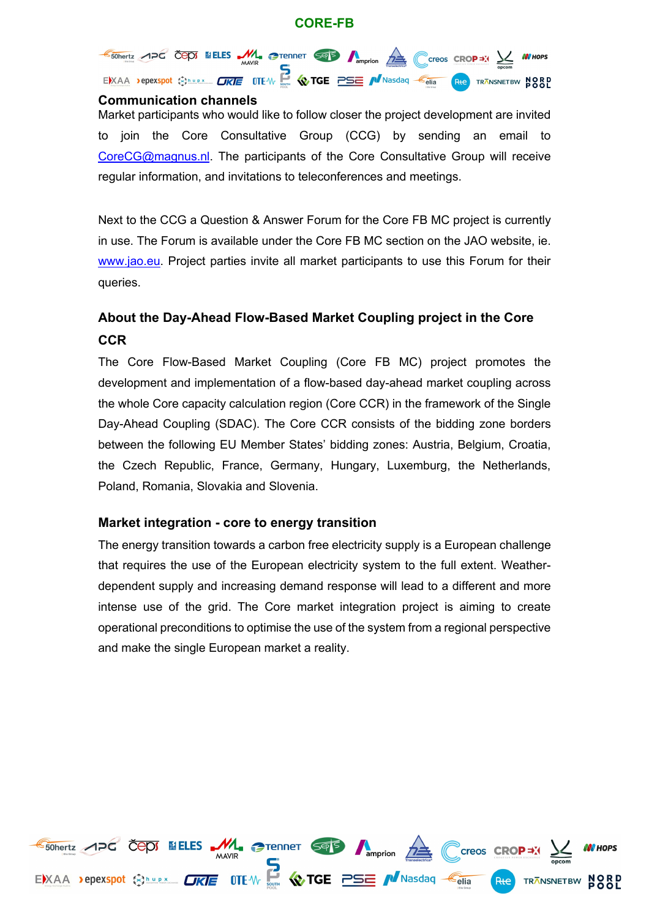## Communication channels

Market participants who would like to follow closer the project development are invited to join the Core Consultative Group (CCG) by sending an email to CoreCG@magnus.nl. The participants of the Core Consultative Group will receive regular information, and invitations to teleconferences and meetings.

Next to the CCG a Question & Answer Forum for the Core FB MC project is currently in use. The Forum is available under the Core FB MC section on the JAO website, ie. www.jao.eu. Project parties invite all market participants to use this Forum for their queries.

## About the Day-Ahead Flow-Based Market Coupling project in the Core CCR

The Core Flow-Based Market Coupling (Core FB MC) project promotes the development and implementation of a flow-based day-ahead market coupling across the whole Core capacity calculation region (Core CCR) in the framework of the Single Day-Ahead Coupling (SDAC). The Core CCR consists of the bidding zone borders between the following EU Member States' bidding zones: Austria, Belgium, Croatia, the Czech Republic, France, Germany, Hungary, Luxemburg, the Netherlands, Poland, Romania, Slovakia and Slovenia.

## Market integration - core to energy transition

The energy transition towards a carbon free electricity supply is a European challenge that requires the use of the European electricity system to the full extent. Weather-dependent supply and increasing demand response will lead to a different and more intense use of the grid. The Core market integration project is aiming to create operational preconditions to optimise the use of the system from a regional perspective and make the single European market a reality.